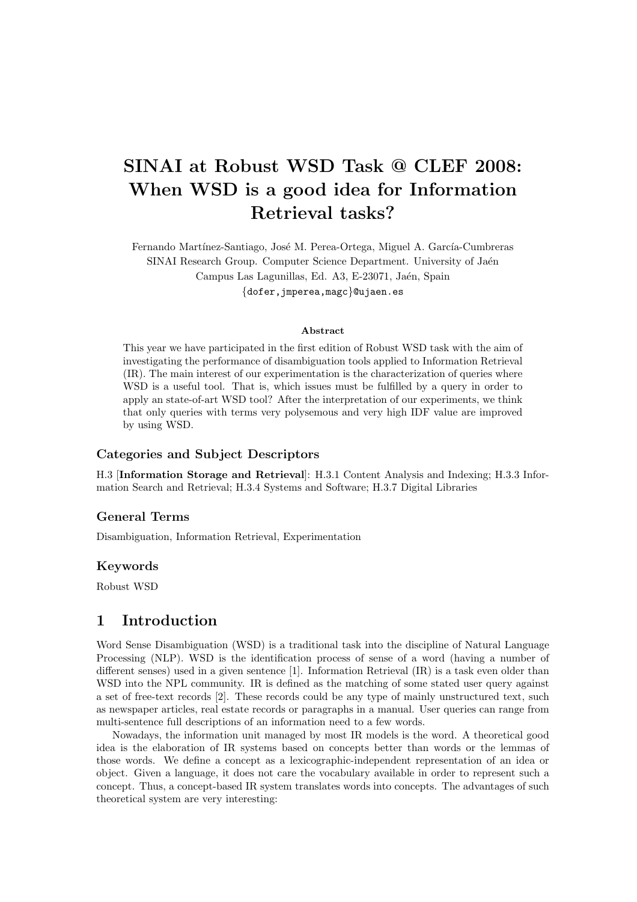# SINAI at Robust WSD Task @ CLEF 2008: When WSD is a good idea for Information Retrieval tasks?

Fernando Martínez-Santiago, José M. Perea-Ortega, Miguel A. García-Cumbreras
SINAI Research Group. Computer Science Department. University of Jaén
Campus Las Lagunillas, Ed. A3, E-23071, Jaén, Spain
{dofer,jmperea,magc}@ujaen.es

**Abstract**

This year we have participated in the first edition of Robust WSD task with the aim of investigating the performance of disambiguation tools applied to Information Retrieval (IR). The main interest of our experimentation is the characterization of queries where WSD is a useful tool. That is, which issues must be fulfilled by a query in order to apply an state-of-art WSD tool? After the interpretation of our experiments, we think that only queries with terms very polysemous and very high IDF value are improved by using WSD.

### Categories and Subject Descriptors

H.3 [**Information Storage and Retrieval**]: H.3.1 Content Analysis and Indexing; H.3.3 Information Search and Retrieval; H.3.4 Systems and Software; H.3.7 Digital Libraries

### General Terms

Disambiguation, Information Retrieval, Experimentation

### Keywords

Robust WSD

## 1 Introduction

Word Sense Disambiguation (WSD) is a traditional task into the discipline of Natural Language Processing (NLP). WSD is the identification process of sense of a word (having a number of different senses) used in a given sentence [1]. Information Retrieval (IR) is a task even older than WSD into the NPL community. IR is defined as the matching of some stated user query against a set of free-text records [2]. These records could be any type of mainly unstructured text, such as newspaper articles, real estate records or paragraphs in a manual. User queries can range from multi-sentence full descriptions of an information need to a few words.

Nowadays, the information unit managed by most IR models is the word. A theoretical good idea is the elaboration of IR systems based on concepts better than words or the lemmas of those words. We define a concept as a lexicographic-independent representation of an idea or object. Given a language, it does not care the vocabulary available in order to represent such a concept. Thus, a concept-based IR system translates words into concepts. The advantages of such theoretical system are very interesting: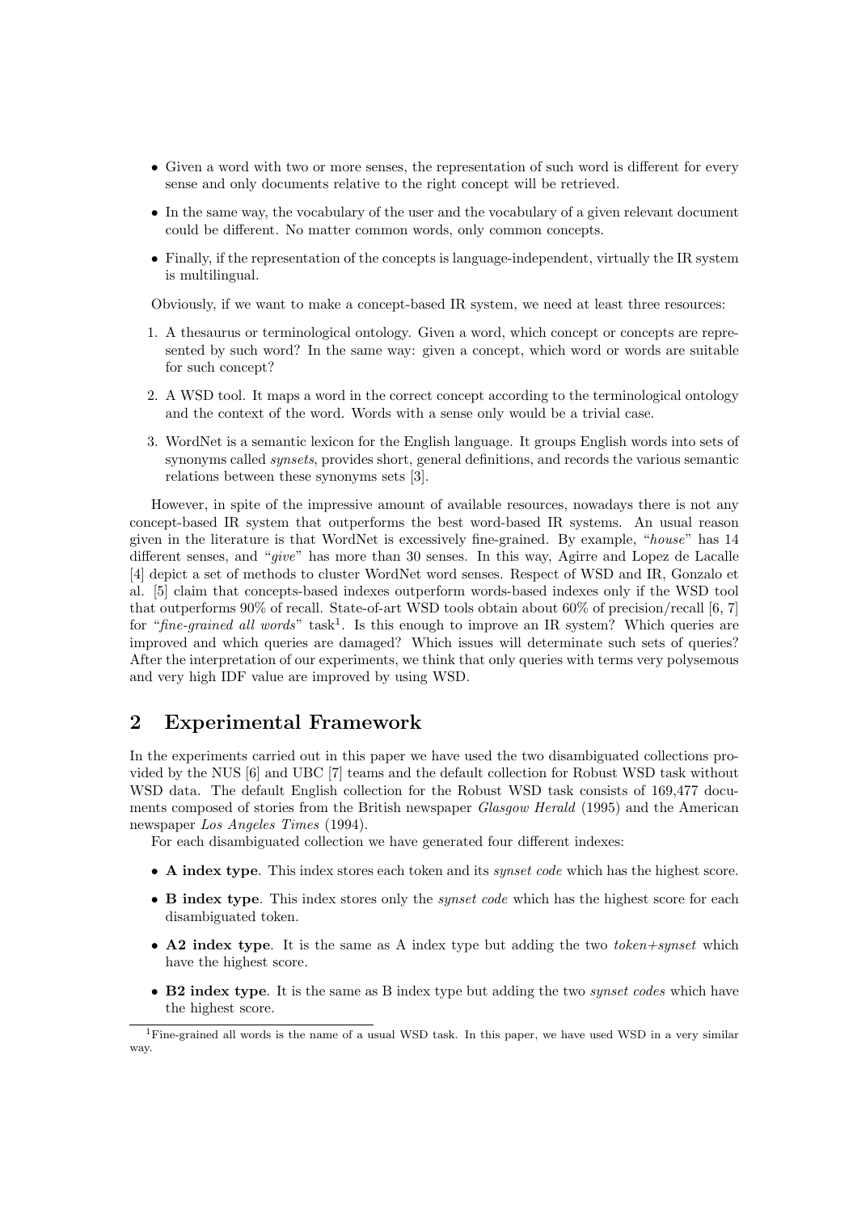- Given a word with two or more senses, the representation of such word is different for every sense and only documents relative to the right concept will be retrieved.
- In the same way, the vocabulary of the user and the vocabulary of a given relevant document could be different. No matter common words, only common concepts.
- Finally, if the representation of the concepts is language-independent, virtually the IR system is multilingual.

Obviously, if we want to make a concept-based IR system, we need at least three resources:

1. A thesaurus or terminological ontology. Given a word, which concept or concepts are represented by such word? In the same way: given a concept, which word or words are suitable for such concept?
2. A WSD tool. It maps a word in the correct concept according to the terminological ontology and the context of the word. Words with a sense only would be a trivial case.
3. WordNet is a semantic lexicon for the English language. It groups English words into sets of synonyms called *synsets*, provides short, general definitions, and records the various semantic relations between these synonyms sets [3].

However, in spite of the impressive amount of available resources, nowadays there is not any concept-based IR system that outperforms the best word-based IR systems. An usual reason given in the literature is that WordNet is excessively fine-grained. By example, "*house*" has 14 different senses, and "*give*" has more than 30 senses. In this way, Agirre and Lopez de Lacalle [4] depict a set of methods to cluster WordNet word senses. Respect of WSD and IR, Gonzalo et al. [5] claim that concepts-based indexes outperform words-based indexes only if the WSD tool that outperforms 90% of recall. State-of-art WSD tools obtain about 60% of precision/recall [6, 7] for "*fine-grained all words*" task[1]. Is this enough to improve an IR system? Which queries are improved and which queries are damaged? Which issues will determinate such sets of queries? After the interpretation of our experiments, we think that only queries with terms very polysemous and very high IDF value are improved by using WSD.

## 2 Experimental Framework

In the experiments carried out in this paper we have used the two disambiguated collections provided by the NUS [6] and UBC [7] teams and the default collection for Robust WSD task without WSD data. The default English collection for the Robust WSD task consists of 169,477 documents composed of stories from the British newspaper *Glasgow Herald* (1995) and the American newspaper *Los Angeles Times* (1994).

For each disambiguated collection we have generated four different indexes:

- **A index type**. This index stores each token and its *synset code* which has the highest score.
- **B index type**. This index stores only the *synset code* which has the highest score for each disambiguated token.
- **A2 index type**. It is the same as A index type but adding the two *token+synset* which have the highest score.
- **B2 index type**. It is the same as B index type but adding the two *synset codes* which have the highest score.

[1] Fine-grained all words is the name of a usual WSD task. In this paper, we have used WSD in a very similar way.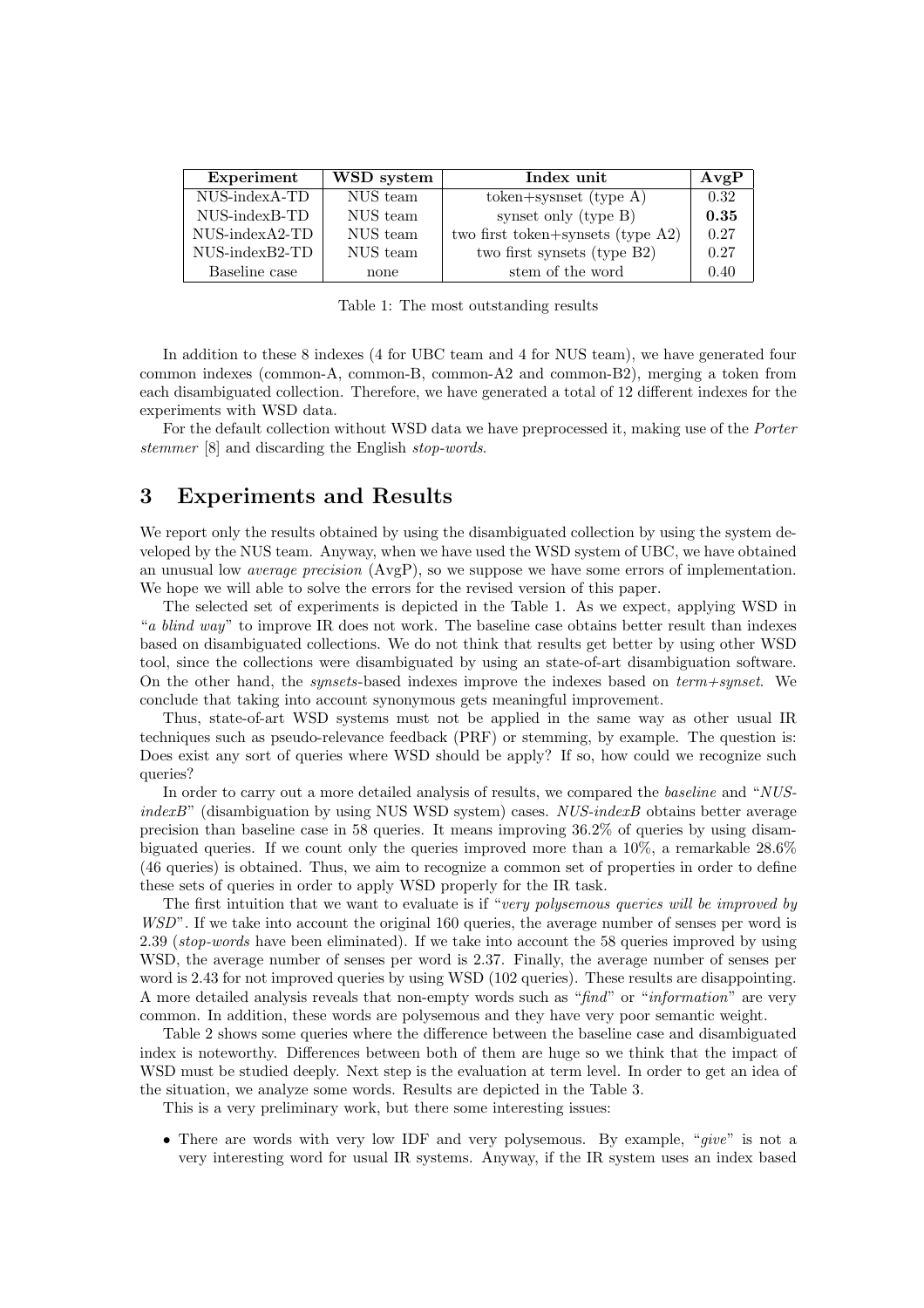| Experiment | WSD system | Index unit | AvgP |
|---|---|---|---|
| NUS-indexA-TD | NUS team | token+sysnset (type A) | 0.32 |
| NUS-indexB-TD | NUS team | synset only (type B) | **0.35** |
| NUS-indexA2-TD | NUS team | two first token+synsets (type A2) | 0.27 |
| NUS-indexB2-TD | NUS team | two first synsets (type B2) | 0.27 |
| Baseline case | none | stem of the word | 0.40 |

Table 1: The most outstanding results

In addition to these 8 indexes (4 for UBC team and 4 for NUS team), we have generated four common indexes (common-A, common-B, common-A2 and common-B2), merging a token from each disambiguated collection. Therefore, we have generated a total of 12 different indexes for the experiments with WSD data.

For the default collection without WSD data we have preprocessed it, making use of the *Porter stemmer* [8] and discarding the English *stop-words*.

## 3 Experiments and Results

We report only the results obtained by using the disambiguated collection by using the system developed by the NUS team. Anyway, when we have used the WSD system of UBC, we have obtained an unusual low *average precision* (AvgP), so we suppose we have some errors of implementation. We hope we will able to solve the errors for the revised version of this paper.

The selected set of experiments is depicted in the Table 1. As we expect, applying WSD in "*a blind way*" to improve IR does not work. The baseline case obtains better result than indexes based on disambiguated collections. We do not think that results get better by using other WSD tool, since the collections were disambiguated by using an state-of-art disambiguation software. On the other hand, the *synsets*-based indexes improve the indexes based on *term+synset*. We conclude that taking into account synonymous gets meaningful improvement.

Thus, state-of-art WSD systems must not be applied in the same way as other usual IR techniques such as pseudo-relevance feedback (PRF) or stemming, by example. The question is: Does exist any sort of queries where WSD should be apply? If so, how could we recognize such queries?

In order to carry out a more detailed analysis of results, we compared the *baseline* and "*NUS-indexB*" (disambiguation by using NUS WSD system) cases. *NUS-indexB* obtains better average precision than baseline case in 58 queries. It means improving 36.2% of queries by using disambiguated queries. If we count only the queries improved more than a 10%, a remarkable 28.6% (46 queries) is obtained. Thus, we aim to recognize a common set of properties in order to define these sets of queries in order to apply WSD properly for the IR task.

The first intuition that we want to evaluate is if "*very polysemous queries will be improved by WSD*". If we take into account the original 160 queries, the average number of senses per word is 2.39 (*stop-words* have been eliminated). If we take into account the 58 queries improved by using WSD, the average number of senses per word is 2.37. Finally, the average number of senses per word is 2.43 for not improved queries by using WSD (102 queries). These results are disappointing. A more detailed analysis reveals that non-empty words such as "*find*" or "*information*" are very common. In addition, these words are polysemous and they have very poor semantic weight.

Table 2 shows some queries where the difference between the baseline case and disambiguated index is noteworthy. Differences between both of them are huge so we think that the impact of WSD must be studied deeply. Next step is the evaluation at term level. In order to get an idea of the situation, we analyze some words. Results are depicted in the Table 3.

This is a very preliminary work, but there some interesting issues:

- There are words with very low IDF and very polysemous. By example, "*give*" is not a very interesting word for usual IR systems. Anyway, if the IR system uses an index based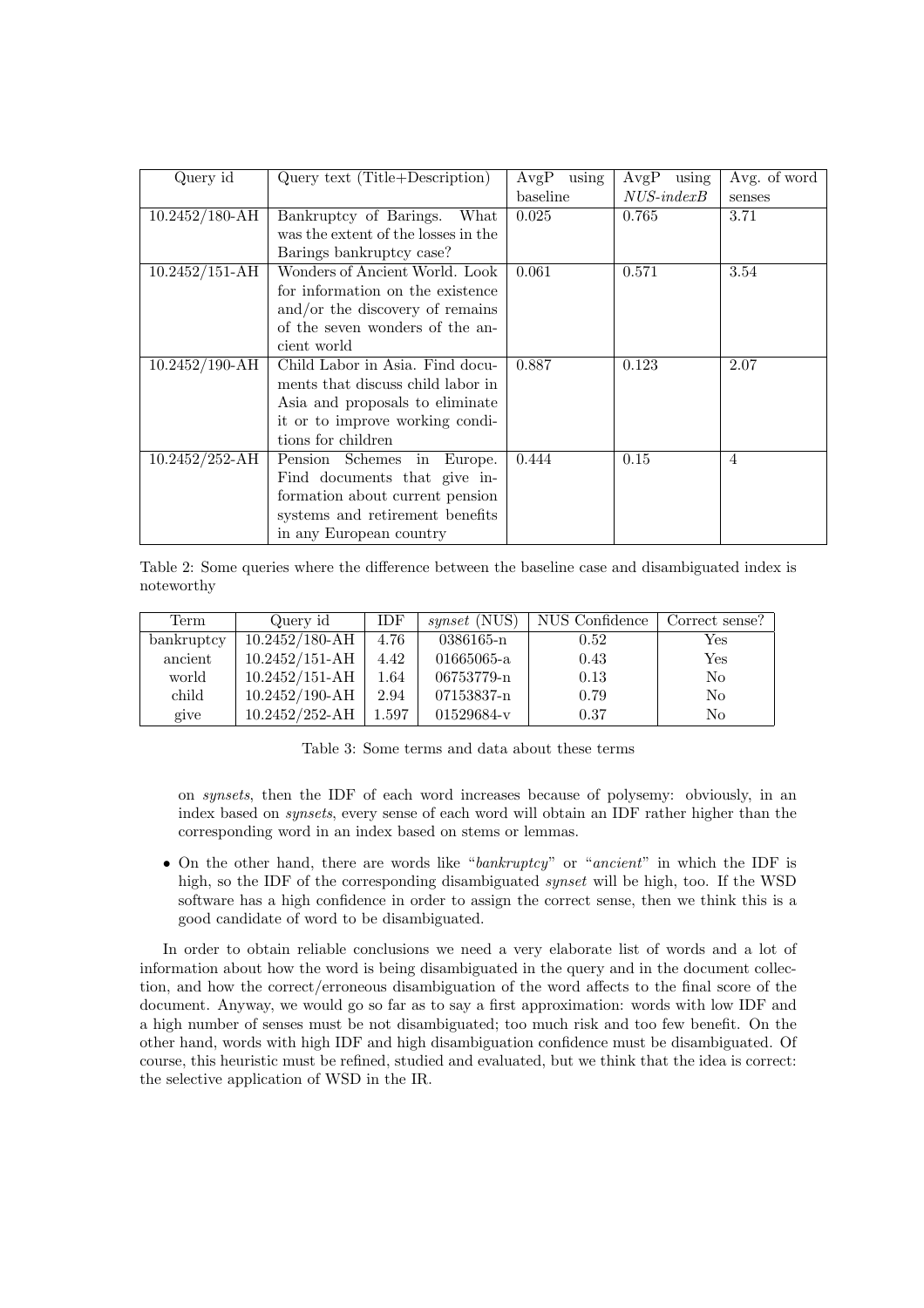| Query id | Query text (Title+Description) | AvgP using baseline | AvgP using *NUS-indexB* | Avg. of word senses |
|---|---|---|---|---|
| 10.2452/180-AH | Bankruptcy of Barings. What was the extent of the losses in the Barings bankruptcy case? | 0.025 | 0.765 | 3.71 |
| 10.2452/151-AH | Wonders of Ancient World. Look for information on the existence and/or the discovery of remains of the seven wonders of the ancient world | 0.061 | 0.571 | 3.54 |
| 10.2452/190-AH | Child Labor in Asia. Find documents that discuss child labor in Asia and proposals to eliminate it or to improve working conditions for children | 0.887 | 0.123 | 2.07 |
| 10.2452/252-AH | Pension Schemes in Europe. Find documents that give information about current pension systems and retirement benefits in any European country | 0.444 | 0.15 | 4 |

Table 2: Some queries where the difference between the baseline case and disambiguated index is noteworthy

| Term | Query id | IDF | *synset* (NUS) | NUS Confidence | Correct sense? |
|---|---|---|---|---|---|
| bankruptcy | 10.2452/180-AH | 4.76 | 0386165-n | 0.52 | Yes |
| ancient | 10.2452/151-AH | 4.42 | 01665065-a | 0.43 | Yes |
| world | 10.2452/151-AH | 1.64 | 06753779-n | 0.13 | No |
| child | 10.2452/190-AH | 2.94 | 07153837-n | 0.79 | No |
| give | 10.2452/252-AH | 1.597 | 01529684-v | 0.37 | No |

Table 3: Some terms and data about these terms

on *synsets*, then the IDF of each word increases because of polysemy: obviously, in an index based on *synsets*, every sense of each word will obtain an IDF rather higher than the corresponding word in an index based on stems or lemmas.

- On the other hand, there are words like "*bankruptcy*" or "*ancient*" in which the IDF is high, so the IDF of the corresponding disambiguated *synset* will be high, too. If the WSD software has a high confidence in order to assign the correct sense, then we think this is a good candidate of word to be disambiguated.

In order to obtain reliable conclusions we need a very elaborate list of words and a lot of information about how the word is being disambiguated in the query and in the document collection, and how the correct/erroneous disambiguation of the word affects to the final score of the document. Anyway, we would go so far as to say a first approximation: words with low IDF and a high number of senses must be not disambiguated; too much risk and too few benefit. On the other hand, words with high IDF and high disambiguation confidence must be disambiguated. Of course, this heuristic must be refined, studied and evaluated, but we think that the idea is correct: the selective application of WSD in the IR.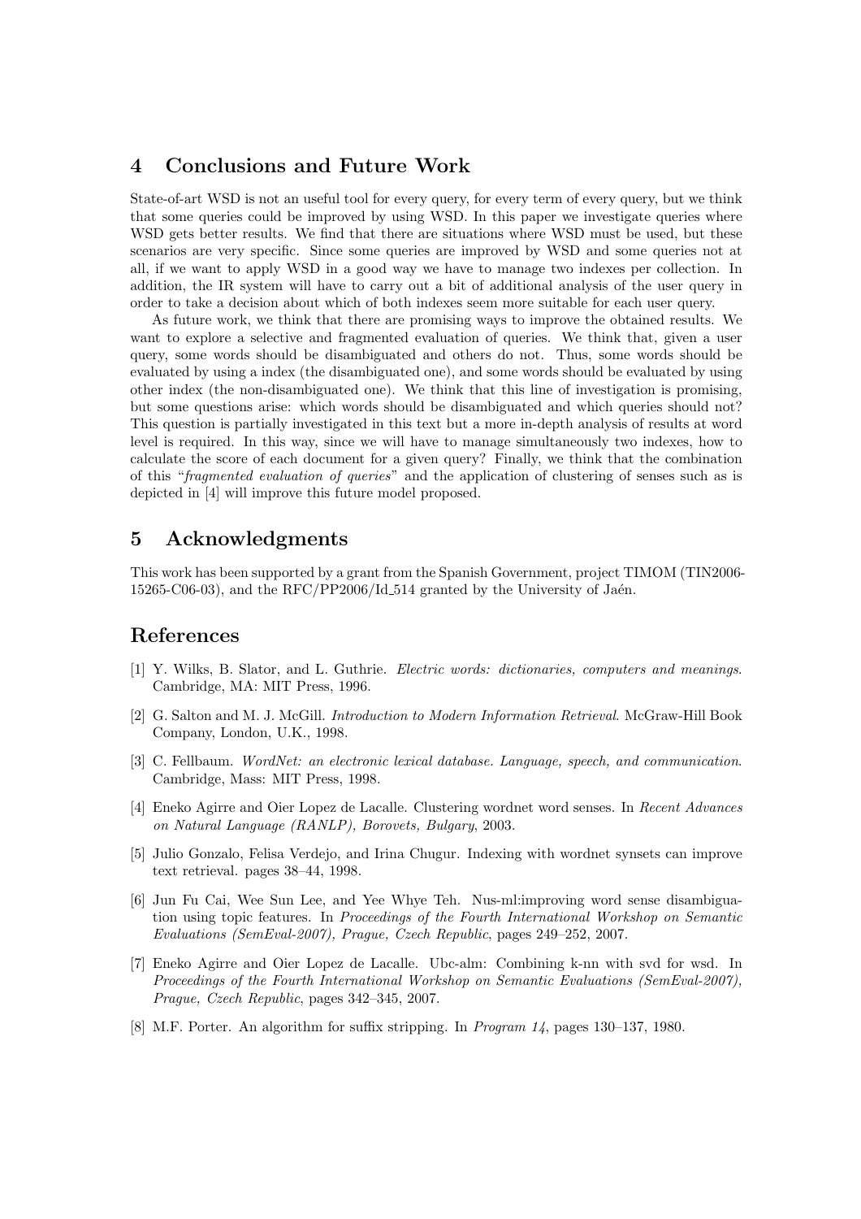## 4 Conclusions and Future Work

State-of-art WSD is not an useful tool for every query, for every term of every query, but we think that some queries could be improved by using WSD. In this paper we investigate queries where WSD gets better results. We find that there are situations where WSD must be used, but these scenarios are very specific. Since some queries are improved by WSD and some queries not at all, if we want to apply WSD in a good way we have to manage two indexes per collection. In addition, the IR system will have to carry out a bit of additional analysis of the user query in order to take a decision about which of both indexes seem more suitable for each user query.

As future work, we think that there are promising ways to improve the obtained results. We want to explore a selective and fragmented evaluation of queries. We think that, given a user query, some words should be disambiguated and others do not. Thus, some words should be evaluated by using a index (the disambiguated one), and some words should be evaluated by using other index (the non-disambiguated one). We think that this line of investigation is promising, but some questions arise: which words should be disambiguated and which queries should not? This question is partially investigated in this text but a more in-depth analysis of results at word level is required. In this way, since we will have to manage simultaneously two indexes, how to calculate the score of each document for a given query? Finally, we think that the combination of this "*fragmented evaluation of queries*" and the application of clustering of senses such as is depicted in [4] will improve this future model proposed.

## 5 Acknowledgments

This work has been supported by a grant from the Spanish Government, project TIMOM (TIN2006-15265-C06-03), and the RFC/PP2006/Id_514 granted by the University of Jaén.

## References

[1] Y. Wilks, B. Slator, and L. Guthrie. *Electric words: dictionaries, computers and meanings*. Cambridge, MA: MIT Press, 1996.

[2] G. Salton and M. J. McGill. *Introduction to Modern Information Retrieval*. McGraw-Hill Book Company, London, U.K., 1998.

[3] C. Fellbaum. *WordNet: an electronic lexical database. Language, speech, and communication*. Cambridge, Mass: MIT Press, 1998.

[4] Eneko Agirre and Oier Lopez de Lacalle. Clustering wordnet word senses. In *Recent Advances on Natural Language (RANLP), Borovets, Bulgary*, 2003.

[5] Julio Gonzalo, Felisa Verdejo, and Irina Chugur. Indexing with wordnet synsets can improve text retrieval. pages 38–44, 1998.

[6] Jun Fu Cai, Wee Sun Lee, and Yee Whye Teh. Nus-ml:improving word sense disambiguation using topic features. In *Proceedings of the Fourth International Workshop on Semantic Evaluations (SemEval-2007), Prague, Czech Republic*, pages 249–252, 2007.

[7] Eneko Agirre and Oier Lopez de Lacalle. Ubc-alm: Combining k-nn with svd for wsd. In *Proceedings of the Fourth International Workshop on Semantic Evaluations (SemEval-2007), Prague, Czech Republic*, pages 342–345, 2007.

[8] M.F. Porter. An algorithm for suffix stripping. In *Program 14*, pages 130–137, 1980.